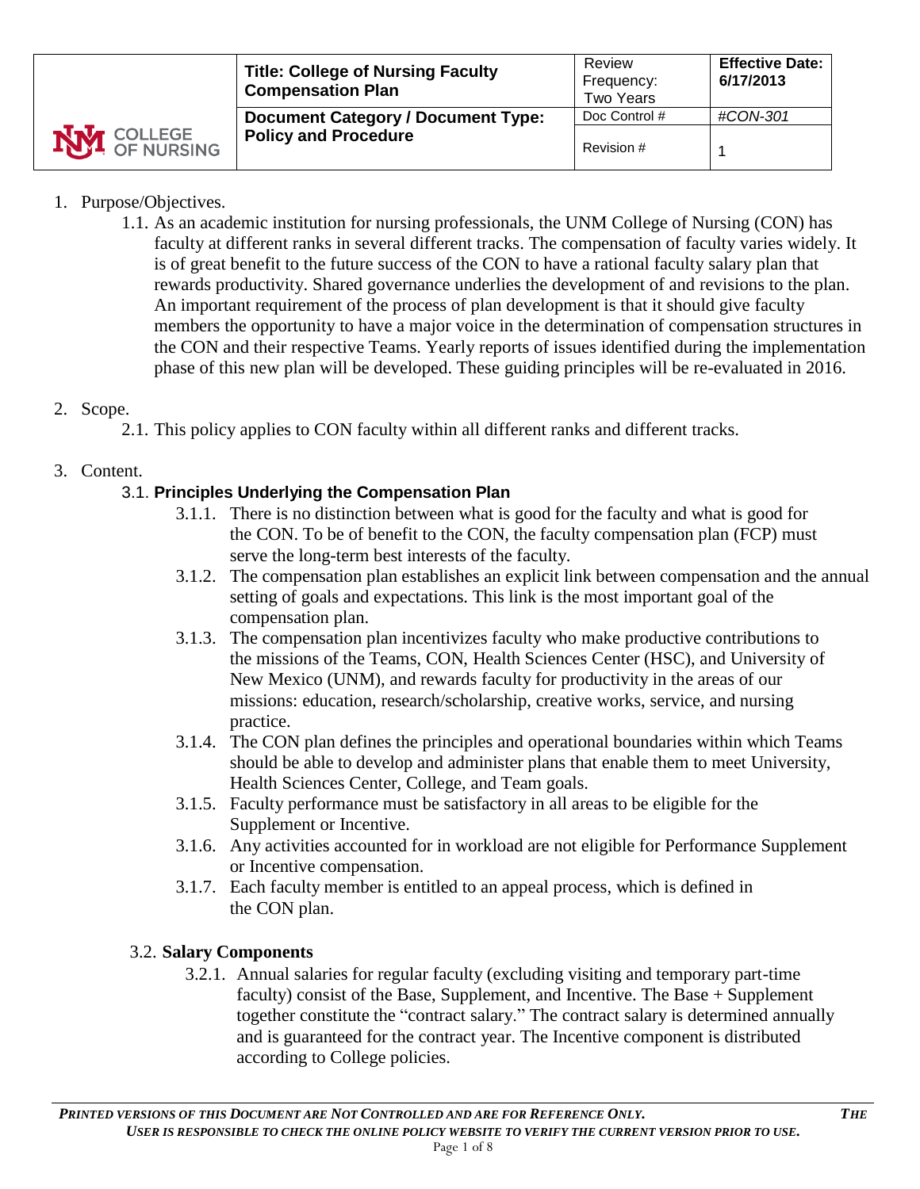| | Title: College of Nursing Faculty Compensation Plan | Review Frequency: Two Years | Effective Date: 6/17/2013 |
|---|---|---|---|
| COLLEGE OF NURSING | Document Category / Document Type: Policy and Procedure | Doc Control # | #CON-301 |
| | | Revision # | 1 |

1. Purpose/Objectives.
   - 1.1. As an academic institution for nursing professionals, the UNM College of Nursing (CON) has faculty at different ranks in several different tracks. The compensation of faculty varies widely. It is of great benefit to the future success of the CON to have a rational faculty salary plan that rewards productivity. Shared governance underlies the development of and revisions to the plan. An important requirement of the process of plan development is that it should give faculty members the opportunity to have a major voice in the determination of compensation structures in the CON and their respective Teams. Yearly reports of issues identified during the implementation phase of this new plan will be developed. These guiding principles will be re-evaluated in 2016.

2. Scope.
   - 2.1. This policy applies to CON faculty within all different ranks and different tracks.

3. Content.
   - 3.1. **Principles Underlying the Compensation Plan**
     - 3.1.1. There is no distinction between what is good for the faculty and what is good for the CON. To be of benefit to the CON, the faculty compensation plan (FCP) must serve the long-term best interests of the faculty.
     - 3.1.2. The compensation plan establishes an explicit link between compensation and the annual setting of goals and expectations. This link is the most important goal of the compensation plan.
     - 3.1.3. The compensation plan incentivizes faculty who make productive contributions to the missions of the Teams, CON, Health Sciences Center (HSC), and University of New Mexico (UNM), and rewards faculty for productivity in the areas of our missions: education, research/scholarship, creative works, service, and nursing practice.
     - 3.1.4. The CON plan defines the principles and operational boundaries within which Teams should be able to develop and administer plans that enable them to meet University, Health Sciences Center, College, and Team goals.
     - 3.1.5. Faculty performance must be satisfactory in all areas to be eligible for the Supplement or Incentive.
     - 3.1.6. Any activities accounted for in workload are not eligible for Performance Supplement or Incentive compensation.
     - 3.1.7. Each faculty member is entitled to an appeal process, which is defined in the CON plan.
   - 3.2. **Salary Components**
     - 3.2.1. Annual salaries for regular faculty (excluding visiting and temporary part-time faculty) consist of the Base, Supplement, and Incentive. The Base + Supplement together constitute the "contract salary." The contract salary is determined annually and is guaranteed for the contract year. The Incentive component is distributed according to College policies.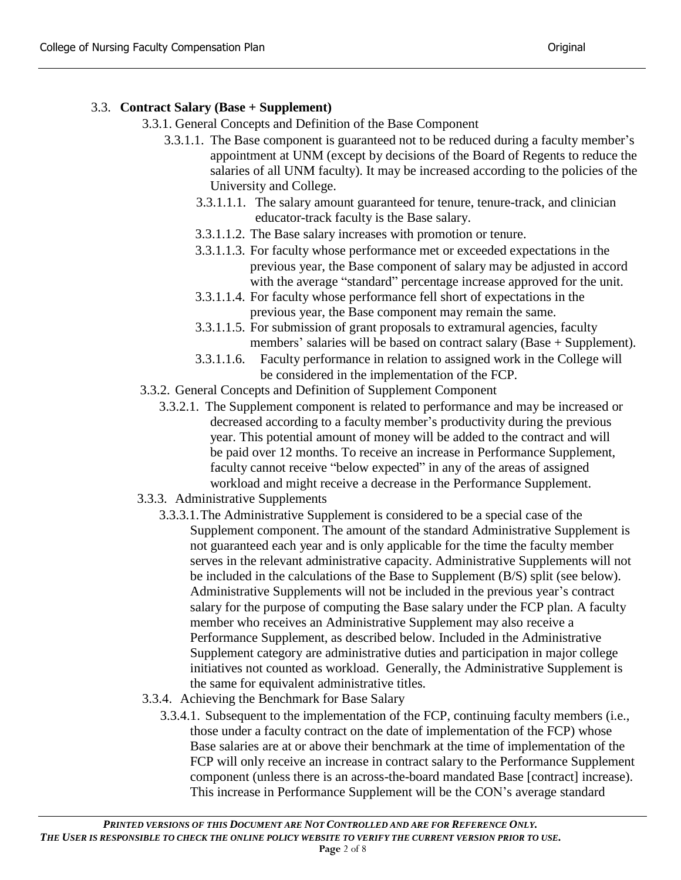### 3.3. **Contract Salary (Base + Supplement)**

3.3.1. General Concepts and Definition of the Base Component

3.3.1.1. The Base component is guaranteed not to be reduced during a faculty member's appointment at UNM (except by decisions of the Board of Regents to reduce the salaries of all UNM faculty). It may be increased according to the policies of the University and College.

3.3.1.1.1. The salary amount guaranteed for tenure, tenure-track, and clinician educator-track faculty is the Base salary.

3.3.1.1.2. The Base salary increases with promotion or tenure.

3.3.1.1.3. For faculty whose performance met or exceeded expectations in the previous year, the Base component of salary may be adjusted in accord with the average "standard" percentage increase approved for the unit.

3.3.1.1.4. For faculty whose performance fell short of expectations in the previous year, the Base component may remain the same.

3.3.1.1.5. For submission of grant proposals to extramural agencies, faculty members' salaries will be based on contract salary (Base + Supplement).

3.3.1.1.6. Faculty performance in relation to assigned work in the College will be considered in the implementation of the FCP.

3.3.2. General Concepts and Definition of Supplement Component

3.3.2.1. The Supplement component is related to performance and may be increased or decreased according to a faculty member's productivity during the previous year. This potential amount of money will be added to the contract and will be paid over 12 months. To receive an increase in Performance Supplement, faculty cannot receive "below expected" in any of the areas of assigned workload and might receive a decrease in the Performance Supplement.

3.3.3. Administrative Supplements

3.3.3.1. The Administrative Supplement is considered to be a special case of the Supplement component. The amount of the standard Administrative Supplement is not guaranteed each year and is only applicable for the time the faculty member serves in the relevant administrative capacity. Administrative Supplements will not be included in the calculations of the Base to Supplement (B/S) split (see below). Administrative Supplements will not be included in the previous year's contract salary for the purpose of computing the Base salary under the FCP plan. A faculty member who receives an Administrative Supplement may also receive a Performance Supplement, as described below. Included in the Administrative Supplement category are administrative duties and participation in major college initiatives not counted as workload. Generally, the Administrative Supplement is the same for equivalent administrative titles.

3.3.4. Achieving the Benchmark for Base Salary

3.3.4.1. Subsequent to the implementation of the FCP, continuing faculty members (i.e., those under a faculty contract on the date of implementation of the FCP) whose Base salaries are at or above their benchmark at the time of implementation of the FCP will only receive an increase in contract salary to the Performance Supplement component (unless there is an across-the-board mandated Base [contract] increase). This increase in Performance Supplement will be the CON's average standard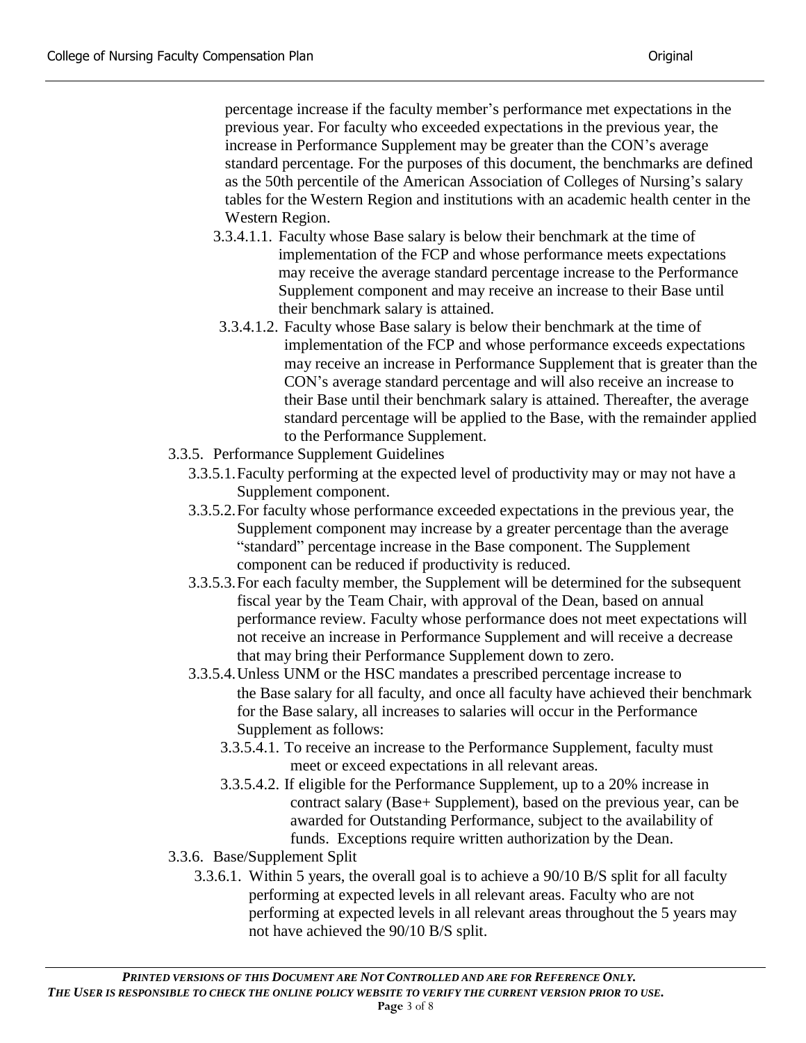percentage increase if the faculty member's performance met expectations in the previous year. For faculty who exceeded expectations in the previous year, the increase in Performance Supplement may be greater than the CON's average standard percentage. For the purposes of this document, the benchmarks are defined as the 50th percentile of the American Association of Colleges of Nursing's salary tables for the Western Region and institutions with an academic health center in the Western Region.

3.3.4.1.1. Faculty whose Base salary is below their benchmark at the time of implementation of the FCP and whose performance meets expectations may receive the average standard percentage increase to the Performance Supplement component and may receive an increase to their Base until their benchmark salary is attained.

3.3.4.1.2. Faculty whose Base salary is below their benchmark at the time of implementation of the FCP and whose performance exceeds expectations may receive an increase in Performance Supplement that is greater than the CON's average standard percentage and will also receive an increase to their Base until their benchmark salary is attained. Thereafter, the average standard percentage will be applied to the Base, with the remainder applied to the Performance Supplement.

3.3.5. Performance Supplement Guidelines

3.3.5.1. Faculty performing at the expected level of productivity may or may not have a Supplement component.

3.3.5.2. For faculty whose performance exceeded expectations in the previous year, the Supplement component may increase by a greater percentage than the average "standard" percentage increase in the Base component. The Supplement component can be reduced if productivity is reduced.

3.3.5.3. For each faculty member, the Supplement will be determined for the subsequent fiscal year by the Team Chair, with approval of the Dean, based on annual performance review. Faculty whose performance does not meet expectations will not receive an increase in Performance Supplement and will receive a decrease that may bring their Performance Supplement down to zero.

3.3.5.4. Unless UNM or the HSC mandates a prescribed percentage increase to the Base salary for all faculty, and once all faculty have achieved their benchmark for the Base salary, all increases to salaries will occur in the Performance Supplement as follows:

3.3.5.4.1. To receive an increase to the Performance Supplement, faculty must meet or exceed expectations in all relevant areas.

3.3.5.4.2. If eligible for the Performance Supplement, up to a 20% increase in contract salary (Base+ Supplement), based on the previous year, can be awarded for Outstanding Performance, subject to the availability of funds. Exceptions require written authorization by the Dean.

3.3.6. Base/Supplement Split

3.3.6.1. Within 5 years, the overall goal is to achieve a 90/10 B/S split for all faculty performing at expected levels in all relevant areas. Faculty who are not performing at expected levels in all relevant areas throughout the 5 years may not have achieved the 90/10 B/S split.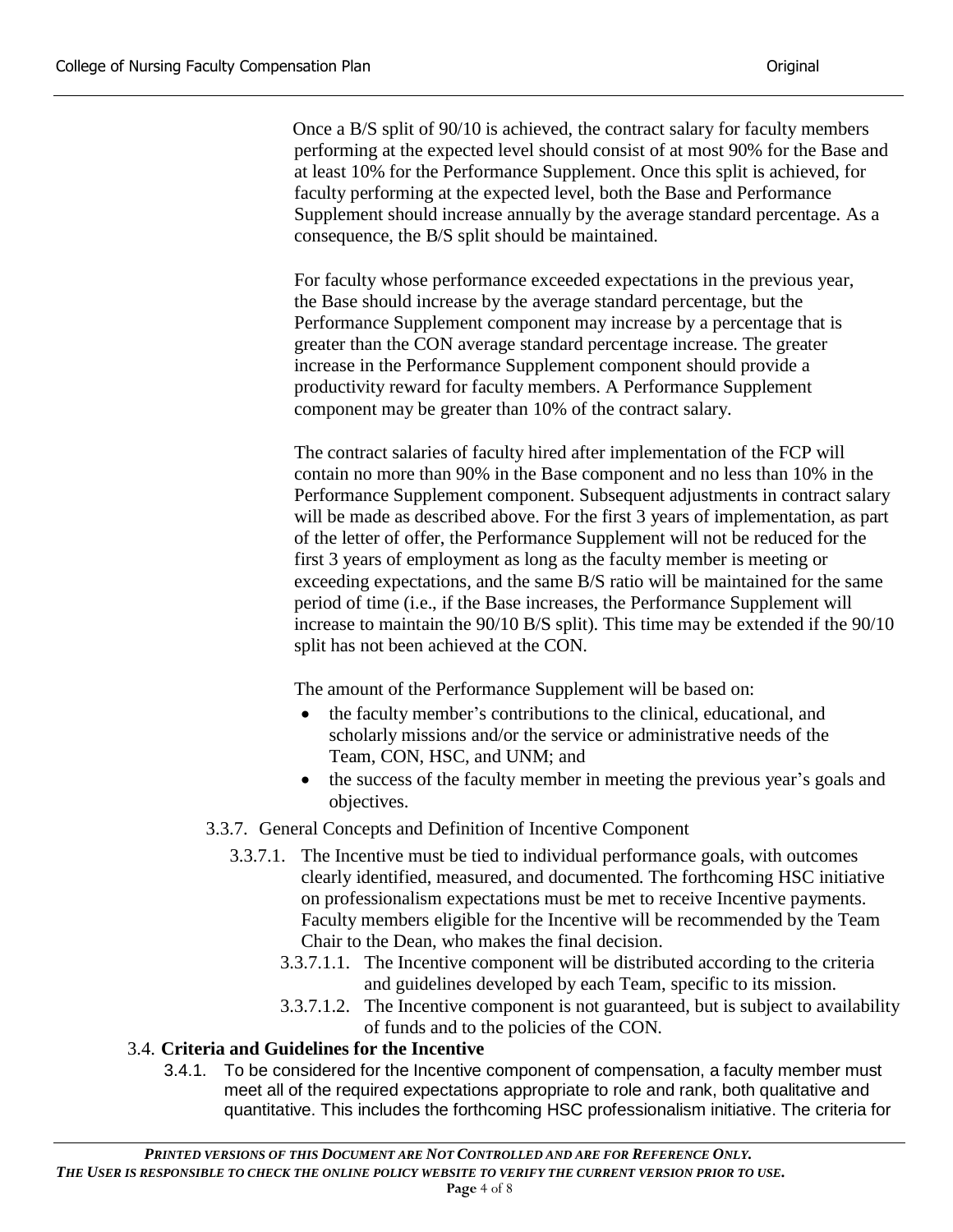Once a B/S split of 90/10 is achieved, the contract salary for faculty members performing at the expected level should consist of at most 90% for the Base and at least 10% for the Performance Supplement. Once this split is achieved, for faculty performing at the expected level, both the Base and Performance Supplement should increase annually by the average standard percentage. As a consequence, the B/S split should be maintained.

For faculty whose performance exceeded expectations in the previous year, the Base should increase by the average standard percentage, but the Performance Supplement component may increase by a percentage that is greater than the CON average standard percentage increase. The greater increase in the Performance Supplement component should provide a productivity reward for faculty members. A Performance Supplement component may be greater than 10% of the contract salary.

The contract salaries of faculty hired after implementation of the FCP will contain no more than 90% in the Base component and no less than 10% in the Performance Supplement component. Subsequent adjustments in contract salary will be made as described above. For the first 3 years of implementation, as part of the letter of offer, the Performance Supplement will not be reduced for the first 3 years of employment as long as the faculty member is meeting or exceeding expectations, and the same B/S ratio will be maintained for the same period of time (i.e., if the Base increases, the Performance Supplement will increase to maintain the 90/10 B/S split). This time may be extended if the 90/10 split has not been achieved at the CON.

The amount of the Performance Supplement will be based on:

- the faculty member's contributions to the clinical, educational, and scholarly missions and/or the service or administrative needs of the Team, CON, HSC, and UNM; and
- the success of the faculty member in meeting the previous year's goals and objectives.

3.3.7. General Concepts and Definition of Incentive Component

3.3.7.1. The Incentive must be tied to individual performance goals, with outcomes clearly identified, measured, and documented. The forthcoming HSC initiative on professionalism expectations must be met to receive Incentive payments. Faculty members eligible for the Incentive will be recommended by the Team Chair to the Dean, who makes the final decision.

3.3.7.1.1. The Incentive component will be distributed according to the criteria and guidelines developed by each Team, specific to its mission.

3.3.7.1.2. The Incentive component is not guaranteed, but is subject to availability of funds and to the policies of the CON.

### 3.4. **Criteria and Guidelines for the Incentive**

3.4.1. To be considered for the Incentive component of compensation, a faculty member must meet all of the required expectations appropriate to role and rank, both qualitative and quantitative. This includes the forthcoming HSC professionalism initiative. The criteria for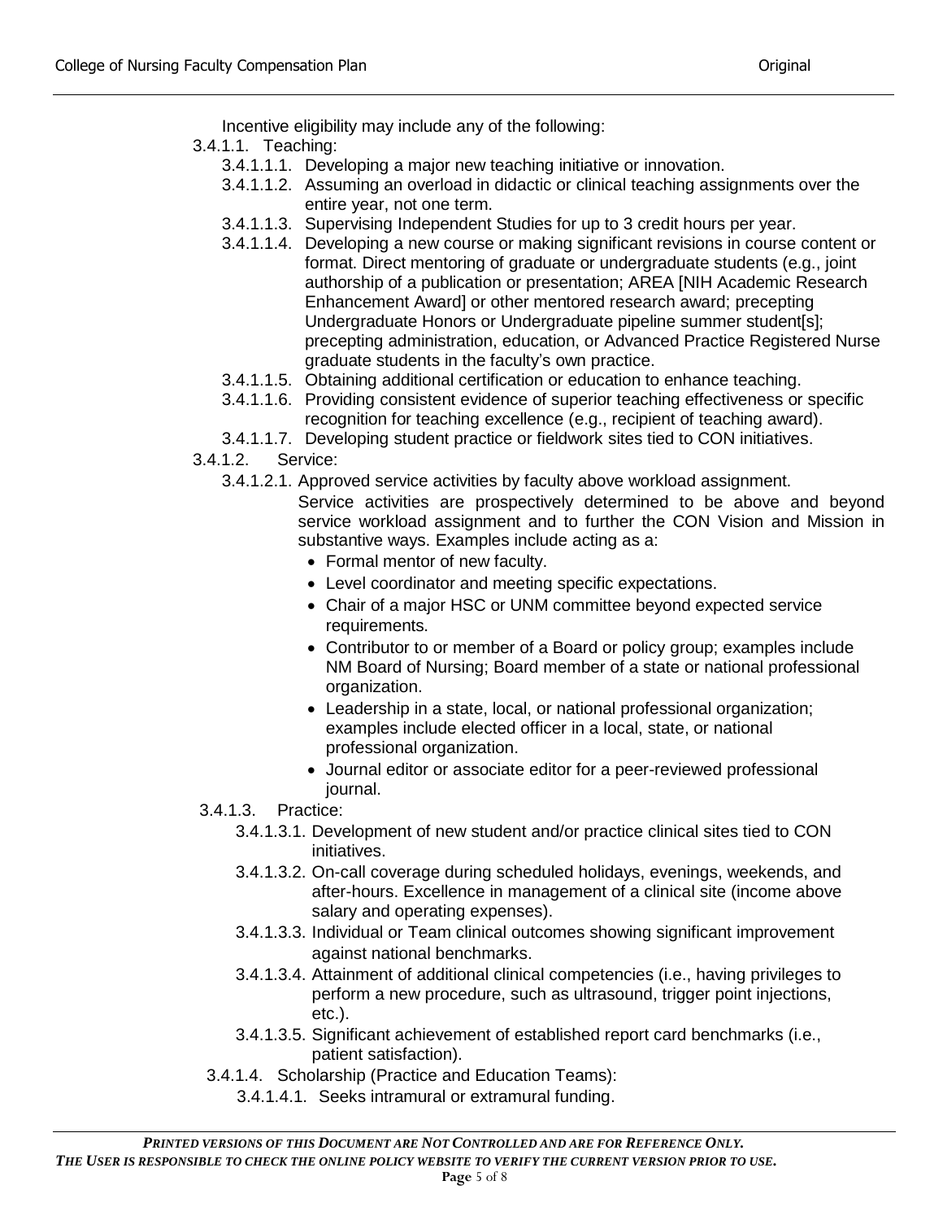Incentive eligibility may include any of the following:

- 3.4.1.1. Teaching:
  - 3.4.1.1.1. Developing a major new teaching initiative or innovation.
  - 3.4.1.1.2. Assuming an overload in didactic or clinical teaching assignments over the entire year, not one term.
  - 3.4.1.1.3. Supervising Independent Studies for up to 3 credit hours per year.
  - 3.4.1.1.4. Developing a new course or making significant revisions in course content or format. Direct mentoring of graduate or undergraduate students (e.g., joint authorship of a publication or presentation; AREA [NIH Academic Research Enhancement Award] or other mentored research award; precepting Undergraduate Honors or Undergraduate pipeline summer student[s]; precepting administration, education, or Advanced Practice Registered Nurse graduate students in the faculty's own practice.
  - 3.4.1.1.5. Obtaining additional certification or education to enhance teaching.
  - 3.4.1.1.6. Providing consistent evidence of superior teaching effectiveness or specific recognition for teaching excellence (e.g., recipient of teaching award).
  - 3.4.1.1.7. Developing student practice or fieldwork sites tied to CON initiatives.
- 3.4.1.2. Service:
  - 3.4.1.2.1. Approved service activities by faculty above workload assignment.

    Service activities are prospectively determined to be above and beyond service workload assignment and to further the CON Vision and Mission in substantive ways. Examples include acting as a:

    - Formal mentor of new faculty.
    - Level coordinator and meeting specific expectations.
    - Chair of a major HSC or UNM committee beyond expected service requirements.
    - Contributor to or member of a Board or policy group; examples include NM Board of Nursing; Board member of a state or national professional organization.
    - Leadership in a state, local, or national professional organization; examples include elected officer in a local, state, or national professional organization.
    - Journal editor or associate editor for a peer-reviewed professional journal.
- 3.4.1.3. Practice:
  - 3.4.1.3.1. Development of new student and/or practice clinical sites tied to CON initiatives.
  - 3.4.1.3.2. On-call coverage during scheduled holidays, evenings, weekends, and after-hours. Excellence in management of a clinical site (income above salary and operating expenses).
  - 3.4.1.3.3. Individual or Team clinical outcomes showing significant improvement against national benchmarks.
  - 3.4.1.3.4. Attainment of additional clinical competencies (i.e., having privileges to perform a new procedure, such as ultrasound, trigger point injections, etc.).
  - 3.4.1.3.5. Significant achievement of established report card benchmarks (i.e., patient satisfaction).
- 3.4.1.4. Scholarship (Practice and Education Teams):
  - 3.4.1.4.1. Seeks intramural or extramural funding.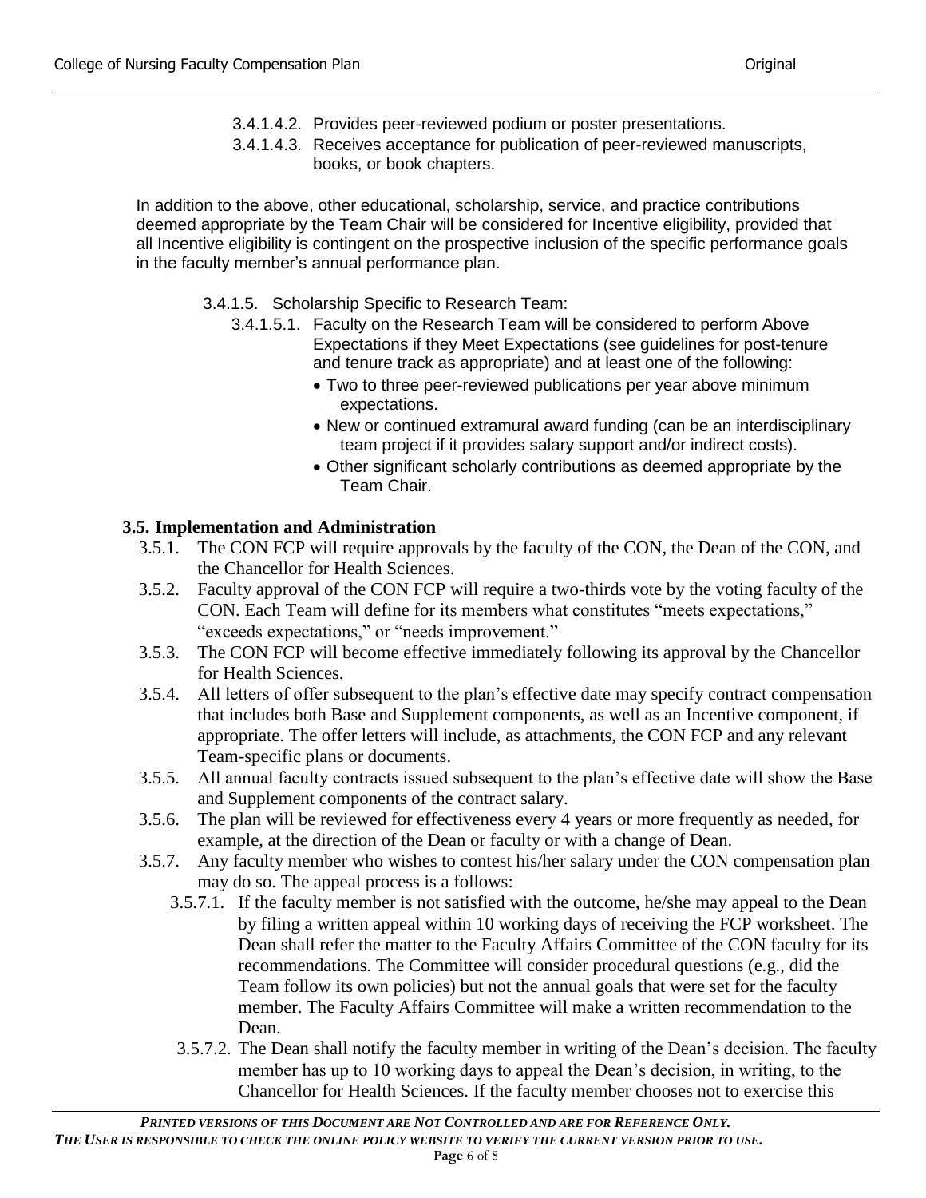- 3.4.1.4.2. Provides peer-reviewed podium or poster presentations.
- 3.4.1.4.3. Receives acceptance for publication of peer-reviewed manuscripts, books, or book chapters.

In addition to the above, other educational, scholarship, service, and practice contributions deemed appropriate by the Team Chair will be considered for Incentive eligibility, provided that all Incentive eligibility is contingent on the prospective inclusion of the specific performance goals in the faculty member's annual performance plan.

- 3.4.1.5. Scholarship Specific to Research Team:
  - 3.4.1.5.1. Faculty on the Research Team will be considered to perform Above Expectations if they Meet Expectations (see guidelines for post-tenure and tenure track as appropriate) and at least one of the following:
    - Two to three peer-reviewed publications per year above minimum expectations.
    - New or continued extramural award funding (can be an interdisciplinary team project if it provides salary support and/or indirect costs).
    - Other significant scholarly contributions as deemed appropriate by the Team Chair.

### 3.5. Implementation and Administration

- 3.5.1. The CON FCP will require approvals by the faculty of the CON, the Dean of the CON, and the Chancellor for Health Sciences.
- 3.5.2. Faculty approval of the CON FCP will require a two-thirds vote by the voting faculty of the CON. Each Team will define for its members what constitutes "meets expectations," "exceeds expectations," or "needs improvement."
- 3.5.3. The CON FCP will become effective immediately following its approval by the Chancellor for Health Sciences.
- 3.5.4. All letters of offer subsequent to the plan's effective date may specify contract compensation that includes both Base and Supplement components, as well as an Incentive component, if appropriate. The offer letters will include, as attachments, the CON FCP and any relevant Team-specific plans or documents.
- 3.5.5. All annual faculty contracts issued subsequent to the plan's effective date will show the Base and Supplement components of the contract salary.
- 3.5.6. The plan will be reviewed for effectiveness every 4 years or more frequently as needed, for example, at the direction of the Dean or faculty or with a change of Dean.
- 3.5.7. Any faculty member who wishes to contest his/her salary under the CON compensation plan may do so. The appeal process is a follows:
  - 3.5.7.1. If the faculty member is not satisfied with the outcome, he/she may appeal to the Dean by filing a written appeal within 10 working days of receiving the FCP worksheet. The Dean shall refer the matter to the Faculty Affairs Committee of the CON faculty for its recommendations. The Committee will consider procedural questions (e.g., did the Team follow its own policies) but not the annual goals that were set for the faculty member. The Faculty Affairs Committee will make a written recommendation to the Dean.
  - 3.5.7.2. The Dean shall notify the faculty member in writing of the Dean's decision. The faculty member has up to 10 working days to appeal the Dean's decision, in writing, to the Chancellor for Health Sciences. If the faculty member chooses not to exercise this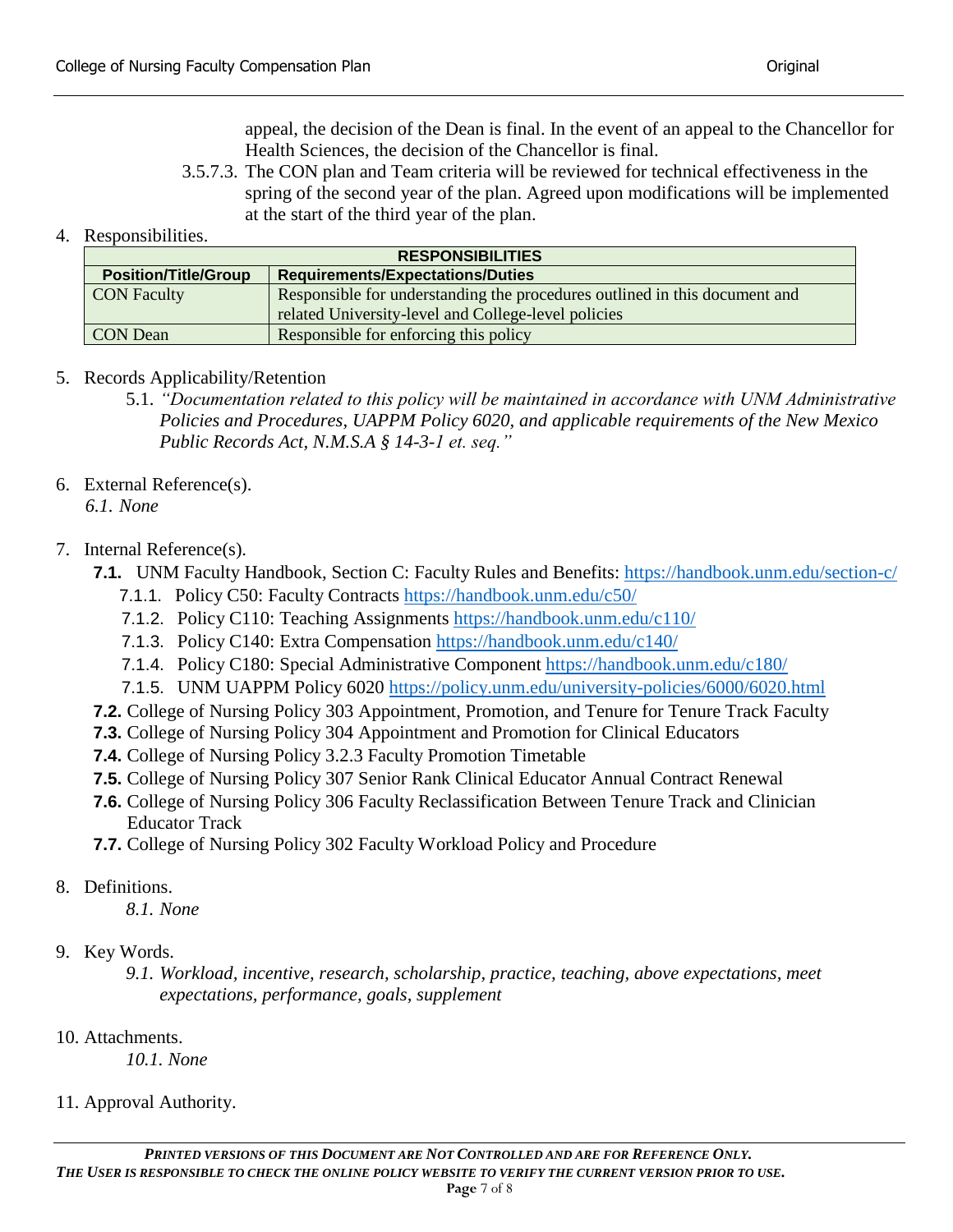appeal, the decision of the Dean is final. In the event of an appeal to the Chancellor for Health Sciences, the decision of the Chancellor is final.

3.5.7.3. The CON plan and Team criteria will be reviewed for technical effectiveness in the spring of the second year of the plan. Agreed upon modifications will be implemented at the start of the third year of the plan.

4. Responsibilities.

| RESPONSIBILITIES | |
|---|---|
| **Position/Title/Group** | **Requirements/Expectations/Duties** |
| CON Faculty | Responsible for understanding the procedures outlined in this document and related University-level and College-level policies |
| CON Dean | Responsible for enforcing this policy |

5. Records Applicability/Retention
   5.1. *"Documentation related to this policy will be maintained in accordance with UNM Administrative Policies and Procedures, UAPPM Policy 6020, and applicable requirements of the New Mexico Public Records Act, N.M.S.A § 14-3-1 et. seq."*

6. External Reference(s).
   *6.1. None*

7. Internal Reference(s).
   **7.1.** UNM Faculty Handbook, Section C: Faculty Rules and Benefits: https://handbook.unm.edu/section-c/
      7.1.1. Policy C50: Faculty Contracts https://handbook.unm.edu/c50/
      7.1.2. Policy C110: Teaching Assignments https://handbook.unm.edu/c110/
      7.1.3. Policy C140: Extra Compensation https://handbook.unm.edu/c140/
      7.1.4. Policy C180: Special Administrative Component https://handbook.unm.edu/c180/
      7.1.5. UNM UAPPM Policy 6020 https://policy.unm.edu/university-policies/6000/6020.html
   **7.2.** College of Nursing Policy 303 Appointment, Promotion, and Tenure for Tenure Track Faculty
   **7.3.** College of Nursing Policy 304 Appointment and Promotion for Clinical Educators
   **7.4.** College of Nursing Policy 3.2.3 Faculty Promotion Timetable
   **7.5.** College of Nursing Policy 307 Senior Rank Clinical Educator Annual Contract Renewal
   **7.6.** College of Nursing Policy 306 Faculty Reclassification Between Tenure Track and Clinician Educator Track
   **7.7.** College of Nursing Policy 302 Faculty Workload Policy and Procedure

8. Definitions.
   *8.1. None*

9. Key Words.
   *9.1. Workload, incentive, research, scholarship, practice, teaching, above expectations, meet expectations, performance, goals, supplement*

10. Attachments.
   *10.1. None*

11. Approval Authority.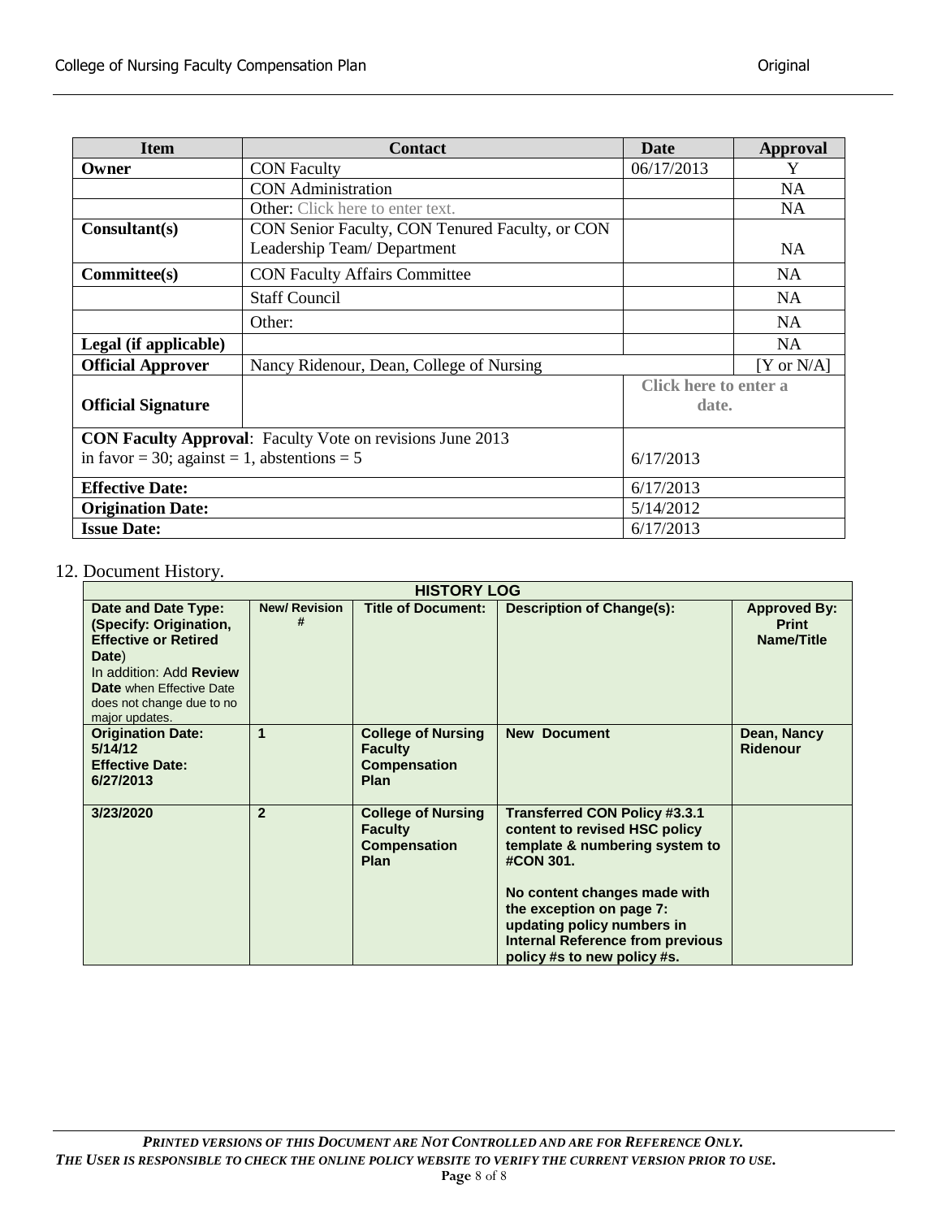| Item | Contact | Date | Approval |
|---|---|---|---|
| **Owner** | CON Faculty | 06/17/2013 | Y |
| | CON Administration | | NA |
| | Other: Click here to enter text. | | NA |
| **Consultant(s)** | CON Senior Faculty, CON Tenured Faculty, or CON Leadership Team/ Department | | NA |
| **Committee(s)** | CON Faculty Affairs Committee | | NA |
| | Staff Council | | NA |
| | Other: | | NA |
| **Legal (if applicable)** | | | NA |
| **Official Approver** | Nancy Ridenour, Dean, College of Nursing | | [Y or N/A] |
| **Official Signature** | | **Click here to enter a date.** | |
| **CON Faculty Approval**: Faculty Vote on revisions June 2013 in favor = 30; against = 1, abstentions = 5 | | 6/17/2013 | |
| **Effective Date:** | | 6/17/2013 | |
| **Origination Date:** | | 5/14/2012 | |
| **Issue Date:** | | 6/17/2013 | |

12. Document History.

| HISTORY LOG | | | | |
|---|---|---|---|---|
| **Date and Date Type: (Specify: Origination, Effective or Retired Date)** In addition: Add **Review Date** when Effective Date does not change due to no major updates. | **New/ Revision #** | **Title of Document:** | **Description of Change(s):** | **Approved By: Print Name/Title** |
| **Origination Date: 5/14/12 Effective Date: 6/27/2013** | **1** | **College of Nursing Faculty Compensation Plan** | **New Document** | **Dean, Nancy Ridenour** |
| **3/23/2020** | **2** | **College of Nursing Faculty Compensation Plan** | **Transferred CON Policy #3.3.1 content to revised HSC policy template & numbering system to #CON 301.** **No content changes made with the exception on page 7: updating policy numbers in Internal Reference from previous policy #s to new policy #s.** | |

***PRINTED VERSIONS OF THIS DOCUMENT ARE NOT CONTROLLED AND ARE FOR REFERENCE ONLY.***
***THE USER IS RESPONSIBLE TO CHECK THE ONLINE POLICY WEBSITE TO VERIFY THE CURRENT VERSION PRIOR TO USE.***